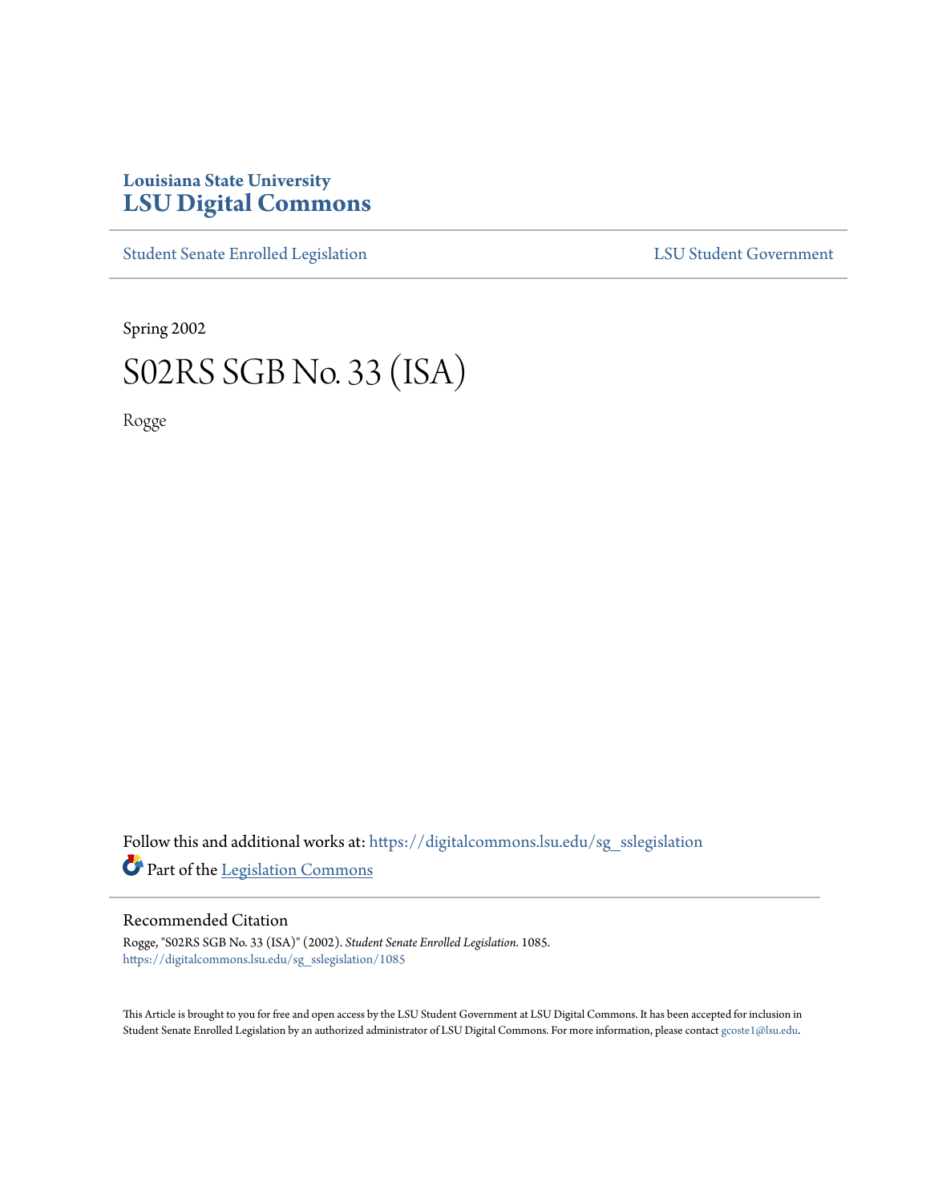**Louisiana State University**
**LSU Digital Commons**

Student Senate Enrolled Legislation | LSU Student Government

Spring 2002

# S02RS SGB No. 33 (ISA)

Rogge

Follow this and additional works at: https://digitalcommons.lsu.edu/sg_sslegislation

Part of the Legislation Commons

## Recommended Citation

Rogge, "S02RS SGB No. 33 (ISA)" (2002). *Student Senate Enrolled Legislation*. 1085.
https://digitalcommons.lsu.edu/sg_sslegislation/1085

This Article is brought to you for free and open access by the LSU Student Government at LSU Digital Commons. It has been accepted for inclusion in Student Senate Enrolled Legislation by an authorized administrator of LSU Digital Commons. For more information, please contact gcoste1@lsu.edu.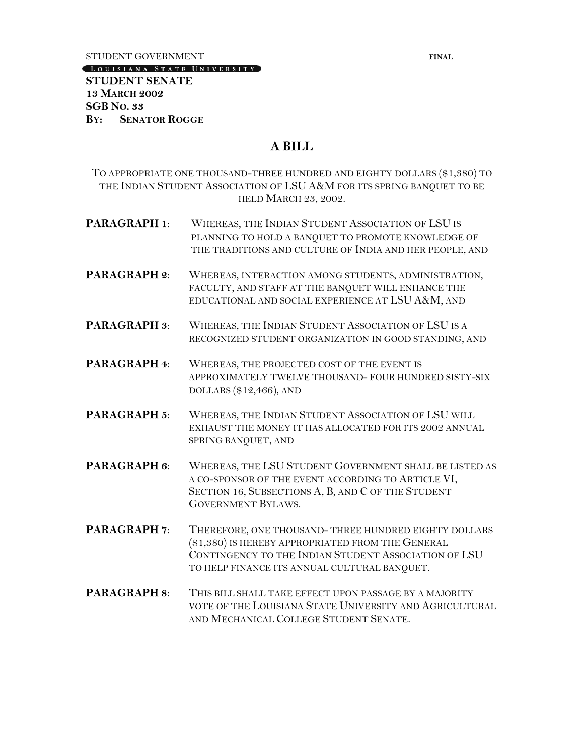STUDENT GOVERNMENT **FINAL**

LOUISIANA STATE UNIVERSITY

**STUDENT SENATE**
***13 MARCH 2002***
***SGB NO. 33***
**BY: SENATOR ROGGE**

## A BILL

TO APPROPRIATE ONE THOUSAND-THREE HUNDRED AND EIGHTY DOLLARS ($1,380) TO THE INDIAN STUDENT ASSOCIATION OF LSU A&M FOR ITS SPRING BANQUET TO BE HELD MARCH 23, 2002.

**PARAGRAPH 1**: WHEREAS, THE INDIAN STUDENT ASSOCIATION OF LSU IS PLANNING TO HOLD A BANQUET TO PROMOTE KNOWLEDGE OF THE TRADITIONS AND CULTURE OF INDIA AND HER PEOPLE, AND

**PARAGRAPH 2**: WHEREAS, INTERACTION AMONG STUDENTS, ADMINISTRATION, FACULTY, AND STAFF AT THE BANQUET WILL ENHANCE THE EDUCATIONAL AND SOCIAL EXPERIENCE AT LSU A&M, AND

**PARAGRAPH 3**: WHEREAS, THE INDIAN STUDENT ASSOCIATION OF LSU IS A RECOGNIZED STUDENT ORGANIZATION IN GOOD STANDING, AND

**PARAGRAPH 4**: WHEREAS, THE PROJECTED COST OF THE EVENT IS APPROXIMATELY TWELVE THOUSAND- FOUR HUNDRED SISTY-SIX DOLLARS ($12,466), AND

**PARAGRAPH 5**: WHEREAS, THE INDIAN STUDENT ASSOCIATION OF LSU WILL EXHAUST THE MONEY IT HAS ALLOCATED FOR ITS 2002 ANNUAL SPRING BANQUET, AND

**PARAGRAPH 6**: WHEREAS, THE LSU STUDENT GOVERNMENT SHALL BE LISTED AS A CO-SPONSOR OF THE EVENT ACCORDING TO ARTICLE VI, SECTION 16, SUBSECTIONS A, B, AND C OF THE STUDENT GOVERNMENT BYLAWS.

**PARAGRAPH 7**: THEREFORE, ONE THOUSAND- THREE HUNDRED EIGHTY DOLLARS ($1,380) IS HEREBY APPROPRIATED FROM THE GENERAL CONTINGENCY TO THE INDIAN STUDENT ASSOCIATION OF LSU TO HELP FINANCE ITS ANNUAL CULTURAL BANQUET.

**PARAGRAPH 8**: THIS BILL SHALL TAKE EFFECT UPON PASSAGE BY A MAJORITY VOTE OF THE LOUISIANA STATE UNIVERSITY AND AGRICULTURAL AND MECHANICAL COLLEGE STUDENT SENATE.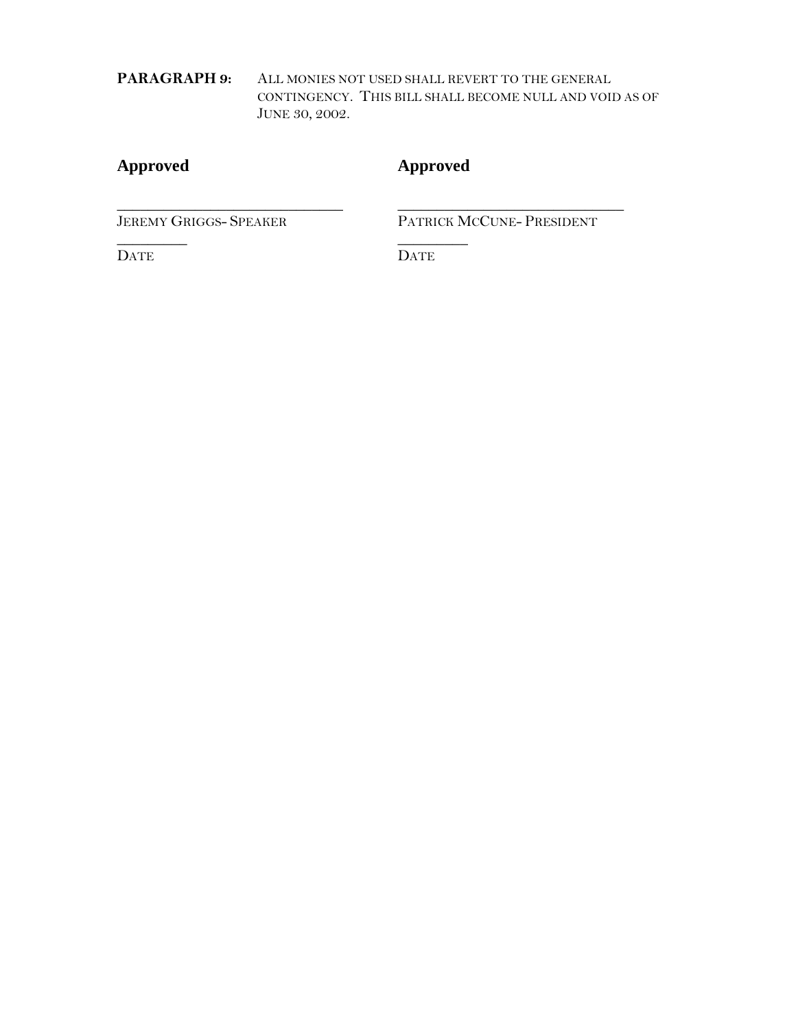**PARAGRAPH 9:** ALL MONIES NOT USED SHALL REVERT TO THE GENERAL CONTINGENCY. THIS BILL SHALL BECOME NULL AND VOID AS OF JUNE 30, 2002.

**Approved**

\_\_\_\_\_\_\_\_\_\_\_\_\_\_\_\_\_\_\_\_\_\_\_\_\_\_\_\_
JEREMY GRIGGS- SPEAKER

\_\_\_\_\_\_\_\_
DATE

**Approved**

\_\_\_\_\_\_\_\_\_\_\_\_\_\_\_\_\_\_\_\_\_\_\_\_\_\_\_\_
PATRICK MCCUNE- PRESIDENT

\_\_\_\_\_\_\_\_
DATE